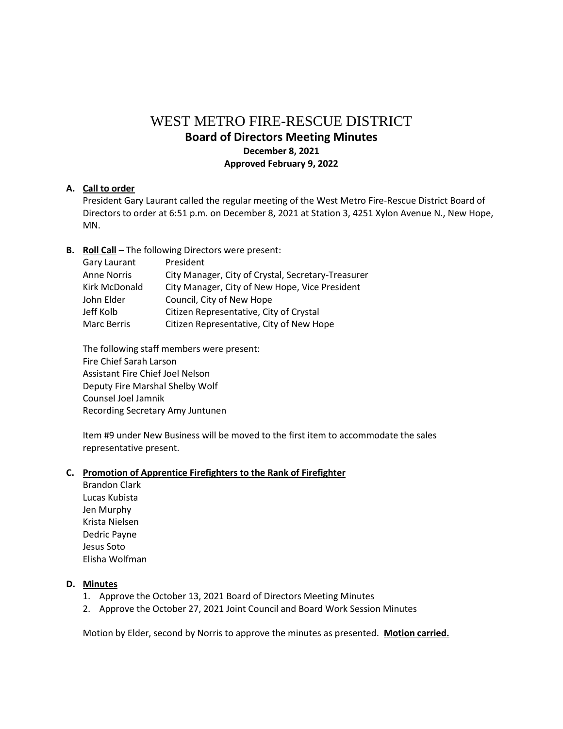# WEST METRO FIRE-RESCUE DISTRICT

## Board of Directors Meeting Minutes

**December 8, 2021**

**Approved February 9, 2022**

**A. Call to order**

President Gary Laurant called the regular meeting of the West Metro Fire-Rescue District Board of Directors to order at 6:51 p.m. on December 8, 2021 at Station 3, 4251 Xylon Avenue N., New Hope, MN.

**B. Roll Call** – The following Directors were present:

| | |
|---|---|
| Gary Laurant | President |
| Anne Norris | City Manager, City of Crystal, Secretary-Treasurer |
| Kirk McDonald | City Manager, City of New Hope, Vice President |
| John Elder | Council, City of New Hope |
| Jeff Kolb | Citizen Representative, City of Crystal |
| Marc Berris | Citizen Representative, City of New Hope |

The following staff members were present:
Fire Chief Sarah Larson
Assistant Fire Chief Joel Nelson
Deputy Fire Marshal Shelby Wolf
Counsel Joel Jamnik
Recording Secretary Amy Juntunen

Item #9 under New Business will be moved to the first item to accommodate the sales representative present.

**C. Promotion of Apprentice Firefighters to the Rank of Firefighter**

Brandon Clark
Lucas Kubista
Jen Murphy
Krista Nielsen
Dedric Payne
Jesus Soto
Elisha Wolfman

**D. Minutes**

1. Approve the October 13, 2021 Board of Directors Meeting Minutes
2. Approve the October 27, 2021 Joint Council and Board Work Session Minutes

Motion by Elder, second by Norris to approve the minutes as presented. **Motion carried.**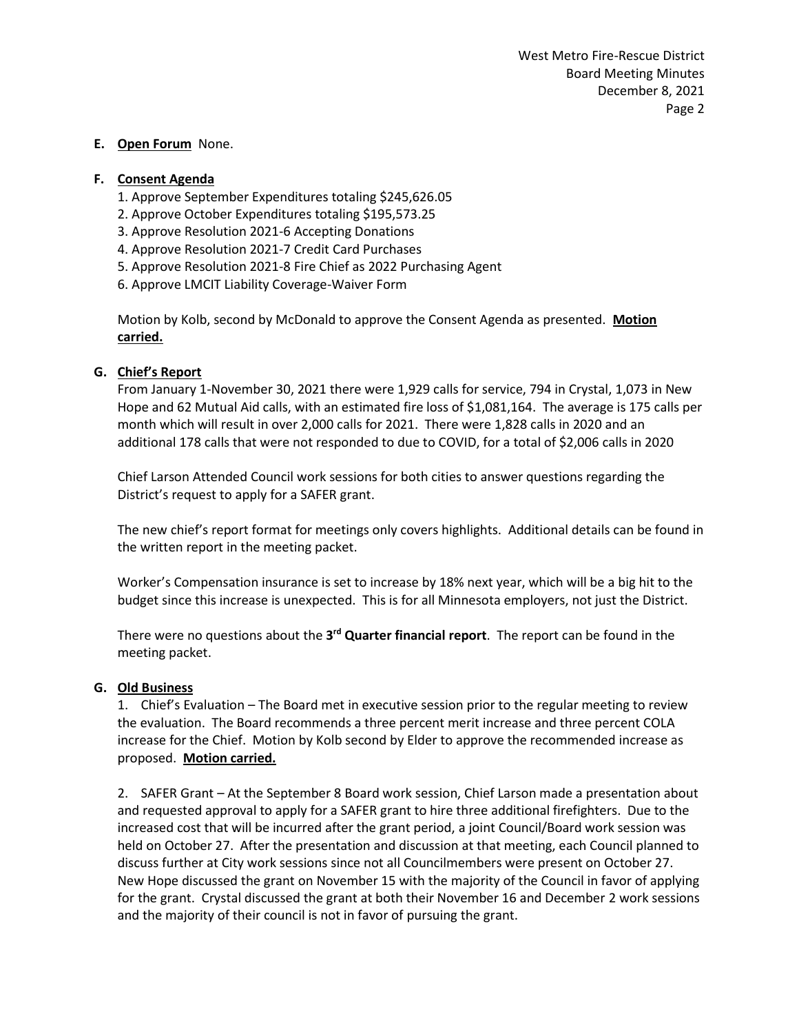**E. Open Forum** None.

**F. Consent Agenda**

1. Approve September Expenditures totaling $245,626.05
2. Approve October Expenditures totaling $195,573.25
3. Approve Resolution 2021-6 Accepting Donations
4. Approve Resolution 2021-7 Credit Card Purchases
5. Approve Resolution 2021-8 Fire Chief as 2022 Purchasing Agent
6. Approve LMCIT Liability Coverage-Waiver Form

Motion by Kolb, second by McDonald to approve the Consent Agenda as presented. **Motion carried.**

**G. Chief's Report**

From January 1-November 30, 2021 there were 1,929 calls for service, 794 in Crystal, 1,073 in New Hope and 62 Mutual Aid calls, with an estimated fire loss of $1,081,164. The average is 175 calls per month which will result in over 2,000 calls for 2021. There were 1,828 calls in 2020 and an additional 178 calls that were not responded to due to COVID, for a total of $2,006 calls in 2020

Chief Larson Attended Council work sessions for both cities to answer questions regarding the District's request to apply for a SAFER grant.

The new chief's report format for meetings only covers highlights. Additional details can be found in the written report in the meeting packet.

Worker's Compensation insurance is set to increase by 18% next year, which will be a big hit to the budget since this increase is unexpected. This is for all Minnesota employers, not just the District.

There were no questions about the **3rd Quarter financial report**. The report can be found in the meeting packet.

**G. Old Business**

1. Chief's Evaluation – The Board met in executive session prior to the regular meeting to review the evaluation. The Board recommends a three percent merit increase and three percent COLA increase for the Chief. Motion by Kolb second by Elder to approve the recommended increase as proposed. **Motion carried.**

2. SAFER Grant – At the September 8 Board work session, Chief Larson made a presentation about and requested approval to apply for a SAFER grant to hire three additional firefighters. Due to the increased cost that will be incurred after the grant period, a joint Council/Board work session was held on October 27. After the presentation and discussion at that meeting, each Council planned to discuss further at City work sessions since not all Councilmembers were present on October 27. New Hope discussed the grant on November 15 with the majority of the Council in favor of applying for the grant. Crystal discussed the grant at both their November 16 and December 2 work sessions and the majority of their council is not in favor of pursuing the grant.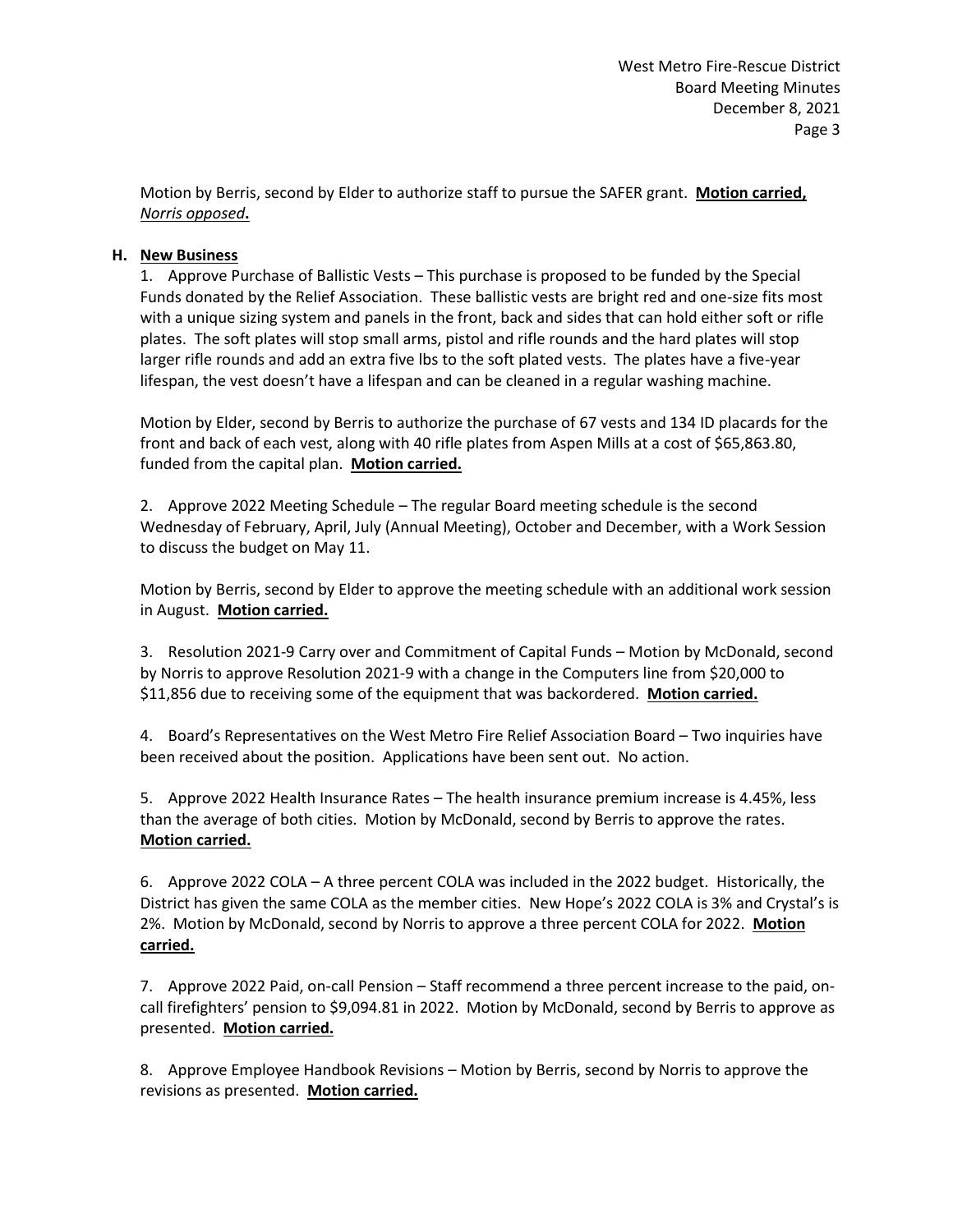Motion by Berris, second by Elder to authorize staff to pursue the SAFER grant. **Motion carried,** ***Norris opposed*.**

**H. New Business**

1. Approve Purchase of Ballistic Vests – This purchase is proposed to be funded by the Special Funds donated by the Relief Association. These ballistic vests are bright red and one-size fits most with a unique sizing system and panels in the front, back and sides that can hold either soft or rifle plates. The soft plates will stop small arms, pistol and rifle rounds and the hard plates will stop larger rifle rounds and add an extra five lbs to the soft plated vests. The plates have a five-year lifespan, the vest doesn't have a lifespan and can be cleaned in a regular washing machine.

Motion by Elder, second by Berris to authorize the purchase of 67 vests and 134 ID placards for the front and back of each vest, along with 40 rifle plates from Aspen Mills at a cost of $65,863.80, funded from the capital plan. **Motion carried.**

2. Approve 2022 Meeting Schedule – The regular Board meeting schedule is the second Wednesday of February, April, July (Annual Meeting), October and December, with a Work Session to discuss the budget on May 11.

Motion by Berris, second by Elder to approve the meeting schedule with an additional work session in August. **Motion carried.**

3. Resolution 2021-9 Carry over and Commitment of Capital Funds – Motion by McDonald, second by Norris to approve Resolution 2021-9 with a change in the Computers line from $20,000 to $11,856 due to receiving some of the equipment that was backordered. **Motion carried.**

4. Board's Representatives on the West Metro Fire Relief Association Board – Two inquiries have been received about the position. Applications have been sent out. No action.

5. Approve 2022 Health Insurance Rates – The health insurance premium increase is 4.45%, less than the average of both cities. Motion by McDonald, second by Berris to approve the rates. **Motion carried.**

6. Approve 2022 COLA – A three percent COLA was included in the 2022 budget. Historically, the District has given the same COLA as the member cities. New Hope's 2022 COLA is 3% and Crystal's is 2%. Motion by McDonald, second by Norris to approve a three percent COLA for 2022. **Motion carried.**

7. Approve 2022 Paid, on-call Pension – Staff recommend a three percent increase to the paid, on-call firefighters' pension to $9,094.81 in 2022. Motion by McDonald, second by Berris to approve as presented. **Motion carried.**

8. Approve Employee Handbook Revisions – Motion by Berris, second by Norris to approve the revisions as presented. **Motion carried.**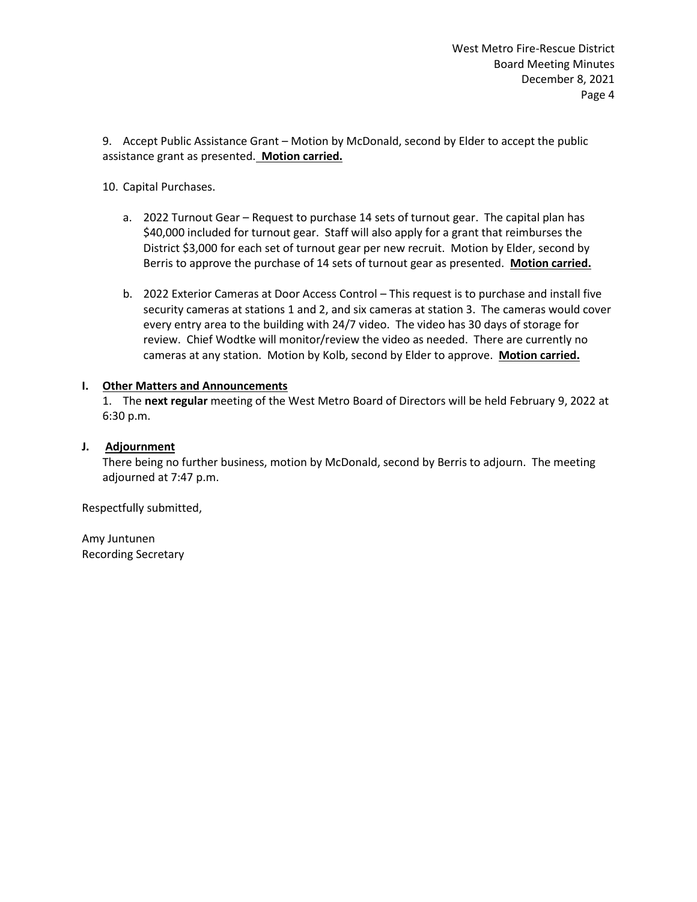9. Accept Public Assistance Grant – Motion by McDonald, second by Elder to accept the public assistance grant as presented. **Motion carried.**

10. Capital Purchases.

   a. 2022 Turnout Gear – Request to purchase 14 sets of turnout gear. The capital plan has $40,000 included for turnout gear. Staff will also apply for a grant that reimburses the District $3,000 for each set of turnout gear per new recruit. Motion by Elder, second by Berris to approve the purchase of 14 sets of turnout gear as presented. **Motion carried.**

   b. 2022 Exterior Cameras at Door Access Control – This request is to purchase and install five security cameras at stations 1 and 2, and six cameras at station 3. The cameras would cover every entry area to the building with 24/7 video. The video has 30 days of storage for review. Chief Wodtke will monitor/review the video as needed. There are currently no cameras at any station. Motion by Kolb, second by Elder to approve. **Motion carried.**

## I. Other Matters and Announcements

1. The **next regular** meeting of the West Metro Board of Directors will be held February 9, 2022 at 6:30 p.m.

## J. Adjournment

There being no further business, motion by McDonald, second by Berris to adjourn. The meeting adjourned at 7:47 p.m.

Respectfully submitted,

Amy Juntunen
Recording Secretary